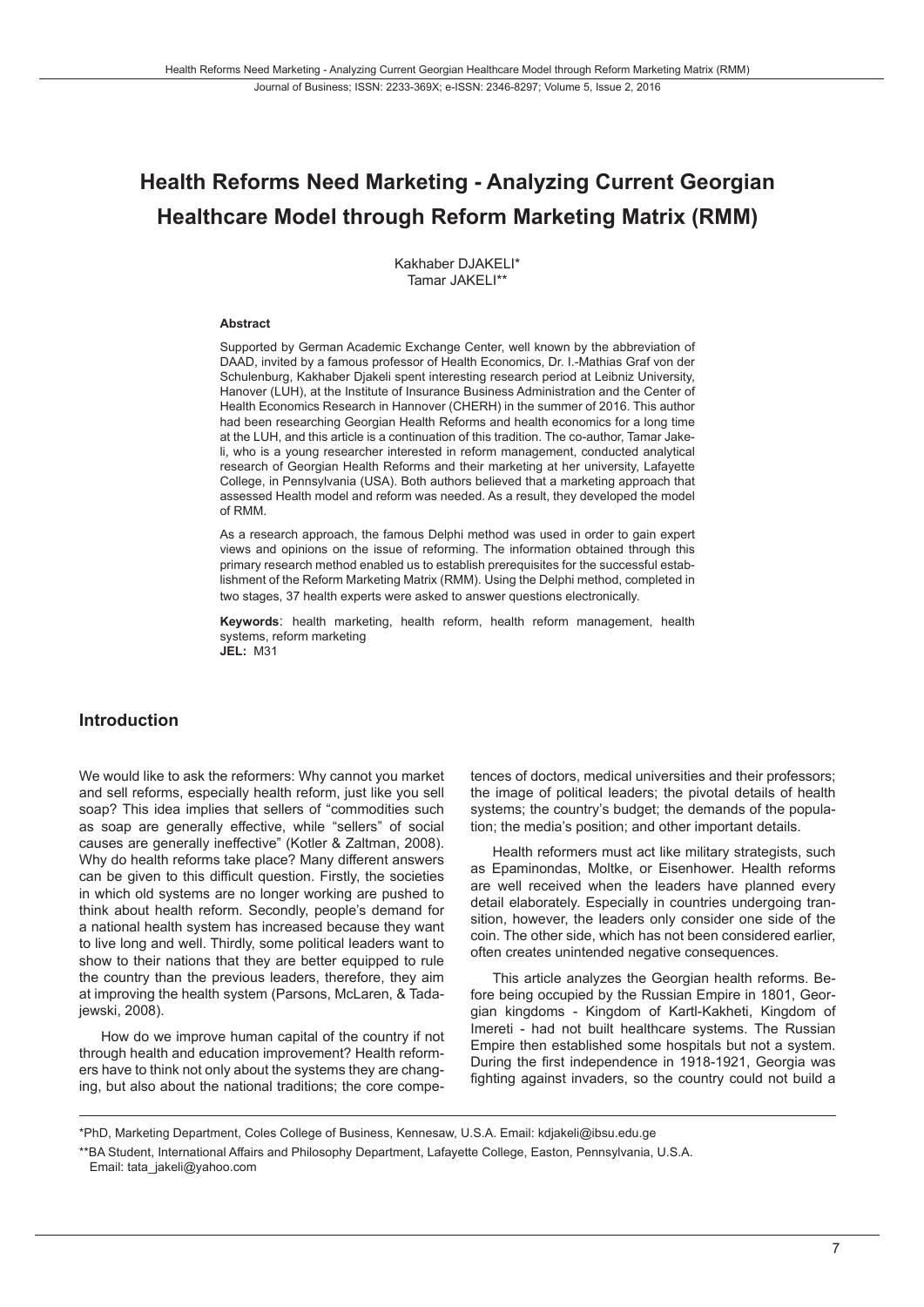# Health Reforms Need Marketing - Analyzing Current Georgian Healthcare Model through Reform Marketing Matrix (RMM)

Kakhaber DJAKELI*
Tamar JAKELI**

**Abstract**

Supported by German Academic Exchange Center, well known by the abbreviation of DAAD, invited by a famous professor of Health Economics, Dr. I.-Mathias Graf von der Schulenburg, Kakhaber Djakeli spent interesting research period at Leibniz University, Hanover (LUH), at the Institute of Insurance Business Administration and the Center of Health Economics Research in Hannover (CHERH) in the summer of 2016. This author had been researching Georgian Health Reforms and health economics for a long time at the LUH, and this article is a continuation of this tradition. The co-author, Tamar Jakeli, who is a young researcher interested in reform management, conducted analytical research of Georgian Health Reforms and their marketing at her university, Lafayette College, in Pennsylvania (USA). Both authors believed that a marketing approach that assessed Health model and reform was needed. As a result, they developed the model of RMM.

As a research approach, the famous Delphi method was used in order to gain expert views and opinions on the issue of reforming. The information obtained through this primary research method enabled us to establish prerequisites for the successful establishment of the Reform Marketing Matrix (RMM). Using the Delphi method, completed in two stages, 37 health experts were asked to answer questions electronically.

**Keywords**: health marketing, health reform, health reform management, health systems, reform marketing
**JEL:** M31

## Introduction

We would like to ask the reformers: Why cannot you market and sell reforms, especially health reform, just like you sell soap? This idea implies that sellers of "commodities such as soap are generally effective, while "sellers" of social causes are generally ineffective" (Kotler & Zaltman, 2008). Why do health reforms take place? Many different answers can be given to this difficult question. Firstly, the societies in which old systems are no longer working are pushed to think about health reform. Secondly, people's demand for a national health system has increased because they want to live long and well. Thirdly, some political leaders want to show to their nations that they are better equipped to rule the country than the previous leaders, therefore, they aim at improving the health system (Parsons, McLaren, & Tadajewski, 2008).

How do we improve human capital of the country if not through health and education improvement? Health reformers have to think not only about the systems they are changing, but also about the national traditions; the core competences of doctors, medical universities and their professors; the image of political leaders; the pivotal details of health systems; the country's budget; the demands of the population; the media's position; and other important details.

Health reformers must act like military strategists, such as Epaminondas, Moltke, or Eisenhower. Health reforms are well received when the leaders have planned every detail elaborately. Especially in countries undergoing transition, however, the leaders only consider one side of the coin. The other side, which has not been considered earlier, often creates unintended negative consequences.

This article analyzes the Georgian health reforms. Before being occupied by the Russian Empire in 1801, Georgian kingdoms - Kingdom of Kartl-Kakheti, Kingdom of Imereti - had not built healthcare systems. The Russian Empire then established some hospitals but not a system. During the first independence in 1918-1921, Georgia was fighting against invaders, so the country could not build a

---

*PhD, Marketing Department, Coles College of Business, Kennesaw, U.S.A. Email: kdjakeli@ibsu.edu.ge

**BA Student, International Affairs and Philosophy Department, Lafayette College, Easton, Pennsylvania, U.S.A. Email: tata_jakeli@yahoo.com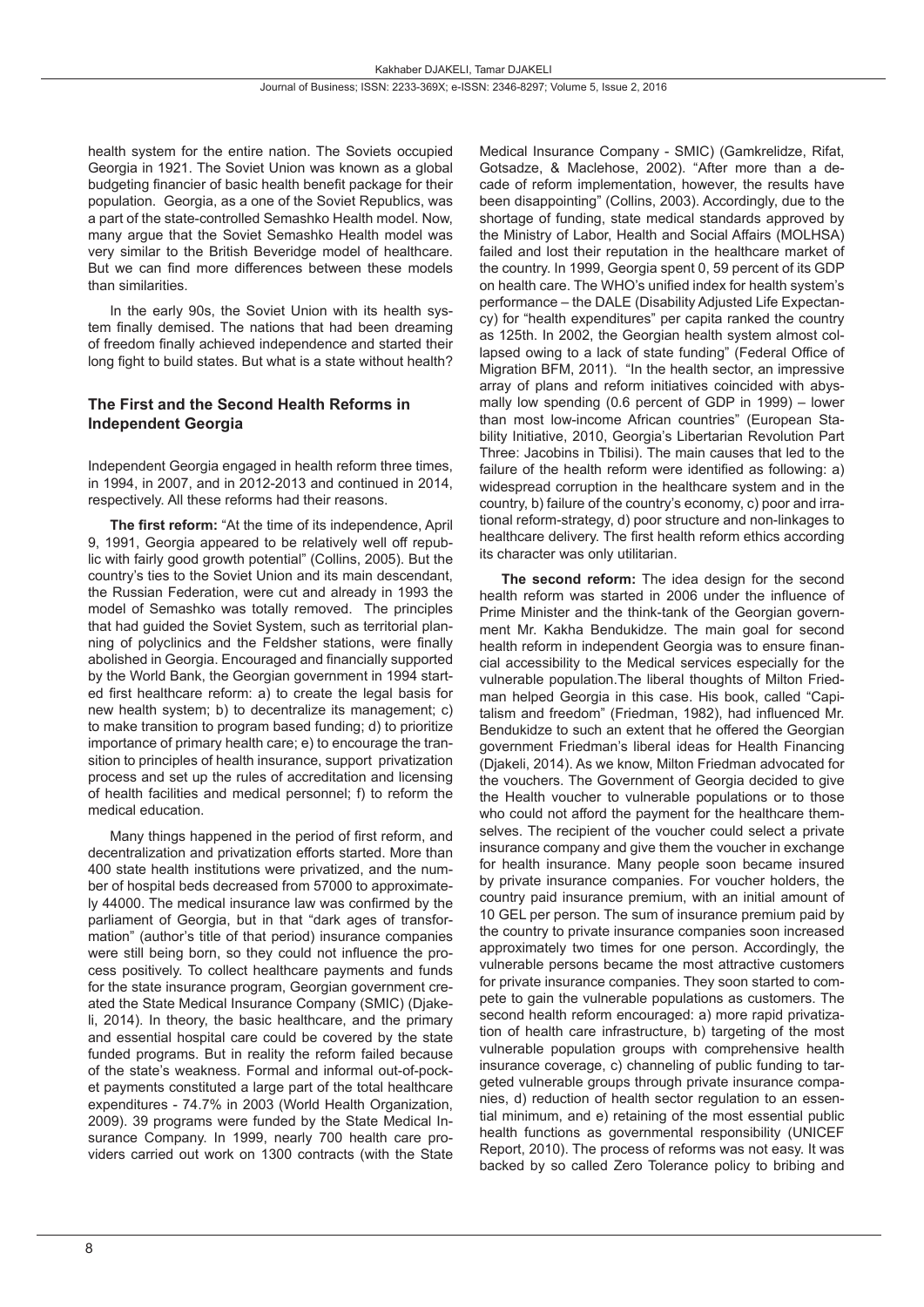health system for the entire nation. The Soviets occupied Georgia in 1921. The Soviet Union was known as a global budgeting financier of basic health benefit package for their population. Georgia, as a one of the Soviet Republics, was a part of the state-controlled Semashko Health model. Now, many argue that the Soviet Semashko Health model was very similar to the British Beveridge model of healthcare. But we can find more differences between these models than similarities.

In the early 90s, the Soviet Union with its health system finally demised. The nations that had been dreaming of freedom finally achieved independence and started their long fight to build states. But what is a state without health?

### The First and the Second Health Reforms in Independent Georgia

Independent Georgia engaged in health reform three times, in 1994, in 2007, and in 2012-2013 and continued in 2014, respectively. All these reforms had their reasons.

**The first reform:** "At the time of its independence, April 9, 1991, Georgia appeared to be relatively well off republic with fairly good growth potential" (Collins, 2005). But the country's ties to the Soviet Union and its main descendant, the Russian Federation, were cut and already in 1993 the model of Semashko was totally removed. The principles that had guided the Soviet System, such as territorial planning of polyclinics and the Feldsher stations, were finally abolished in Georgia. Encouraged and financially supported by the World Bank, the Georgian government in 1994 started first healthcare reform: a) to create the legal basis for new health system; b) to decentralize its management; c) to make transition to program based funding; d) to prioritize importance of primary health care; e) to encourage the transition to principles of health insurance, support privatization process and set up the rules of accreditation and licensing of health facilities and medical personnel; f) to reform the medical education.

Many things happened in the period of first reform, and decentralization and privatization efforts started. More than 400 state health institutions were privatized, and the number of hospital beds decreased from 57000 to approximately 44000. The medical insurance law was confirmed by the parliament of Georgia, but in that "dark ages of transformation" (author's title of that period) insurance companies were still being born, so they could not influence the process positively. To collect healthcare payments and funds for the state insurance program, Georgian government created the State Medical Insurance Company (SMIC) (Djakeli, 2014). In theory, the basic healthcare, and the primary and essential hospital care could be covered by the state funded programs. But in reality the reform failed because of the state's weakness. Formal and informal out-of-pocket payments constituted a large part of the total healthcare expenditures - 74.7% in 2003 (World Health Organization, 2009). 39 programs were funded by the State Medical Insurance Company. In 1999, nearly 700 health care providers carried out work on 1300 contracts (with the State Medical Insurance Company - SMIC) (Gamkrelidze, Rifat, Gotsadze, & Maclehose, 2002). "After more than a decade of reform implementation, however, the results have been disappointing" (Collins, 2003). Accordingly, due to the shortage of funding, state medical standards approved by the Ministry of Labor, Health and Social Affairs (MOLHSA) failed and lost their reputation in the healthcare market of the country. In 1999, Georgia spent 0, 59 percent of its GDP on health care. The WHO's unified index for health system's performance – the DALE (Disability Adjusted Life Expectancy) for "health expenditures" per capita ranked the country as 125th. In 2002, the Georgian health system almost collapsed owing to a lack of state funding" (Federal Office of Migration BFM, 2011). "In the health sector, an impressive array of plans and reform initiatives coincided with abysmally low spending (0.6 percent of GDP in 1999) – lower than most low-income African countries" (European Stability Initiative, 2010, Georgia's Libertarian Revolution Part Three: Jacobins in Tbilisi). The main causes that led to the failure of the health reform were identified as following: a) widespread corruption in the healthcare system and in the country, b) failure of the country's economy, c) poor and irrational reform-strategy, d) poor structure and non-linkages to healthcare delivery. The first health reform ethics according its character was only utilitarian.

**The second reform:** The idea design for the second health reform was started in 2006 under the influence of Prime Minister and the think-tank of the Georgian government Mr. Kakha Bendukidze. The main goal for second health reform in independent Georgia was to ensure financial accessibility to the Medical services especially for the vulnerable population.The liberal thoughts of Milton Friedman helped Georgia in this case. His book, called "Capitalism and freedom" (Friedman, 1982), had influenced Mr. Bendukidze to such an extent that he offered the Georgian government Friedman's liberal ideas for Health Financing (Djakeli, 2014). As we know, Milton Friedman advocated for the vouchers. The Government of Georgia decided to give the Health voucher to vulnerable populations or to those who could not afford the payment for the healthcare themselves. The recipient of the voucher could select a private insurance company and give them the voucher in exchange for health insurance. Many people soon became insured by private insurance companies. For voucher holders, the country paid insurance premium, with an initial amount of 10 GEL per person. The sum of insurance premium paid by the country to private insurance companies soon increased approximately two times for one person. Accordingly, the vulnerable persons became the most attractive customers for private insurance companies. They soon started to compete to gain the vulnerable populations as customers. The second health reform encouraged: a) more rapid privatization of health care infrastructure, b) targeting of the most vulnerable population groups with comprehensive health insurance coverage, c) channeling of public funding to targeted vulnerable groups through private insurance companies, d) reduction of health sector regulation to an essential minimum, and e) retaining of the most essential public health functions as governmental responsibility (UNICEF Report, 2010). The process of reforms was not easy. It was backed by so called Zero Tolerance policy to bribing and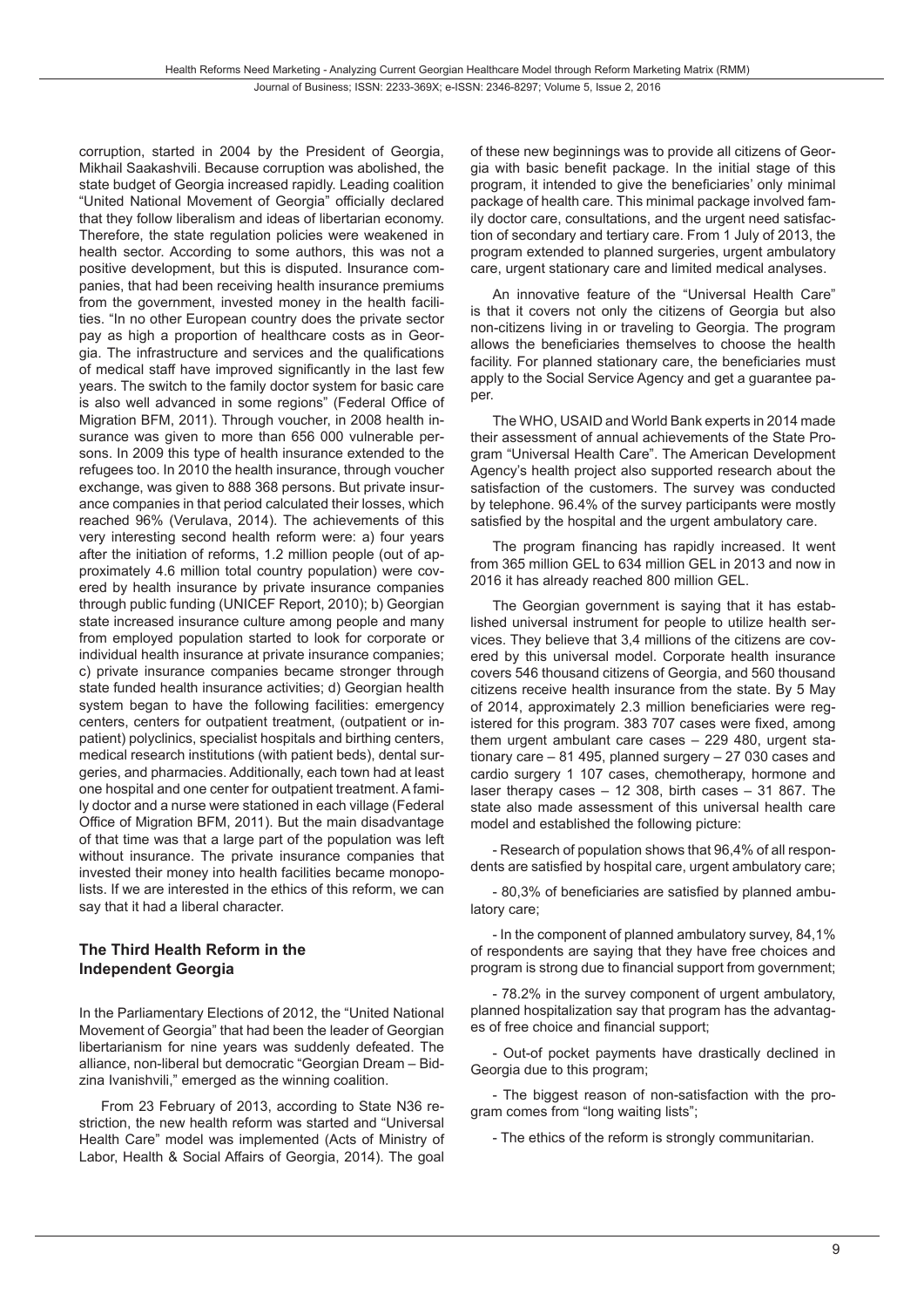corruption, started in 2004 by the President of Georgia, Mikhail Saakashvili. Because corruption was abolished, the state budget of Georgia increased rapidly. Leading coalition "United National Movement of Georgia" officially declared that they follow liberalism and ideas of libertarian economy. Therefore, the state regulation policies were weakened in health sector. According to some authors, this was not a positive development, but this is disputed. Insurance companies, that had been receiving health insurance premiums from the government, invested money in the health facilities. "In no other European country does the private sector pay as high a proportion of healthcare costs as in Georgia. The infrastructure and services and the qualifications of medical staff have improved significantly in the last few years. The switch to the family doctor system for basic care is also well advanced in some regions" (Federal Office of Migration BFM, 2011). Through voucher, in 2008 health insurance was given to more than 656 000 vulnerable persons. In 2009 this type of health insurance extended to the refugees too. In 2010 the health insurance, through voucher exchange, was given to 888 368 persons. But private insurance companies in that period calculated their losses, which reached 96% (Verulava, 2014). The achievements of this very interesting second health reform were: a) four years after the initiation of reforms, 1.2 million people (out of approximately 4.6 million total country population) were covered by health insurance by private insurance companies through public funding (UNICEF Report, 2010); b) Georgian state increased insurance culture among people and many from employed population started to look for corporate or individual health insurance at private insurance companies; c) private insurance companies became stronger through state funded health insurance activities; d) Georgian health system began to have the following facilities: emergency centers, centers for outpatient treatment, (outpatient or inpatient) polyclinics, specialist hospitals and birthing centers, medical research institutions (with patient beds), dental surgeries, and pharmacies. Additionally, each town had at least one hospital and one center for outpatient treatment. A family doctor and a nurse were stationed in each village (Federal Office of Migration BFM, 2011). But the main disadvantage of that time was that a large part of the population was left without insurance. The private insurance companies that invested their money into health facilities became monopolists. If we are interested in the ethics of this reform, we can say that it had a liberal character.

## The Third Health Reform in the Independent Georgia

In the Parliamentary Elections of 2012, the "United National Movement of Georgia" that had been the leader of Georgian libertarianism for nine years was suddenly defeated. The alliance, non-liberal but democratic "Georgian Dream – Bidzina Ivanishvili," emerged as the winning coalition.

From 23 February of 2013, according to State N36 restriction, the new health reform was started and "Universal Health Care" model was implemented (Acts of Ministry of Labor, Health & Social Affairs of Georgia, 2014). The goal of these new beginnings was to provide all citizens of Georgia with basic benefit package. In the initial stage of this program, it intended to give the beneficiaries' only minimal package of health care. This minimal package involved family doctor care, consultations, and the urgent need satisfaction of secondary and tertiary care. From 1 July of 2013, the program extended to planned surgeries, urgent ambulatory care, urgent stationary care and limited medical analyses.

An innovative feature of the "Universal Health Care" is that it covers not only the citizens of Georgia but also non-citizens living in or traveling to Georgia. The program allows the beneficiaries themselves to choose the health facility. For planned stationary care, the beneficiaries must apply to the Social Service Agency and get a guarantee paper.

The WHO, USAID and World Bank experts in 2014 made their assessment of annual achievements of the State Program "Universal Health Care". The American Development Agency's health project also supported research about the satisfaction of the customers. The survey was conducted by telephone. 96.4% of the survey participants were mostly satisfied by the hospital and the urgent ambulatory care.

The program financing has rapidly increased. It went from 365 million GEL to 634 million GEL in 2013 and now in 2016 it has already reached 800 million GEL.

The Georgian government is saying that it has established universal instrument for people to utilize health services. They believe that 3,4 millions of the citizens are covered by this universal model. Corporate health insurance covers 546 thousand citizens of Georgia, and 560 thousand citizens receive health insurance from the state. By 5 May of 2014, approximately 2.3 million beneficiaries were registered for this program. 383 707 cases were fixed, among them urgent ambulant care cases – 229 480, urgent stationary care – 81 495, planned surgery – 27 030 cases and cardio surgery 1 107 cases, chemotherapy, hormone and laser therapy cases – 12 308, birth cases – 31 867. The state also made assessment of this universal health care model and established the following picture:

- Research of population shows that 96,4% of all respondents are satisfied by hospital care, urgent ambulatory care;
- 80,3% of beneficiaries are satisfied by planned ambulatory care;
- In the component of planned ambulatory survey, 84,1% of respondents are saying that they have free choices and program is strong due to financial support from government;
- 78.2% in the survey component of urgent ambulatory, planned hospitalization say that program has the advantages of free choice and financial support;
- Out-of pocket payments have drastically declined in Georgia due to this program;
- The biggest reason of non-satisfaction with the program comes from "long waiting lists";
- The ethics of the reform is strongly communitarian.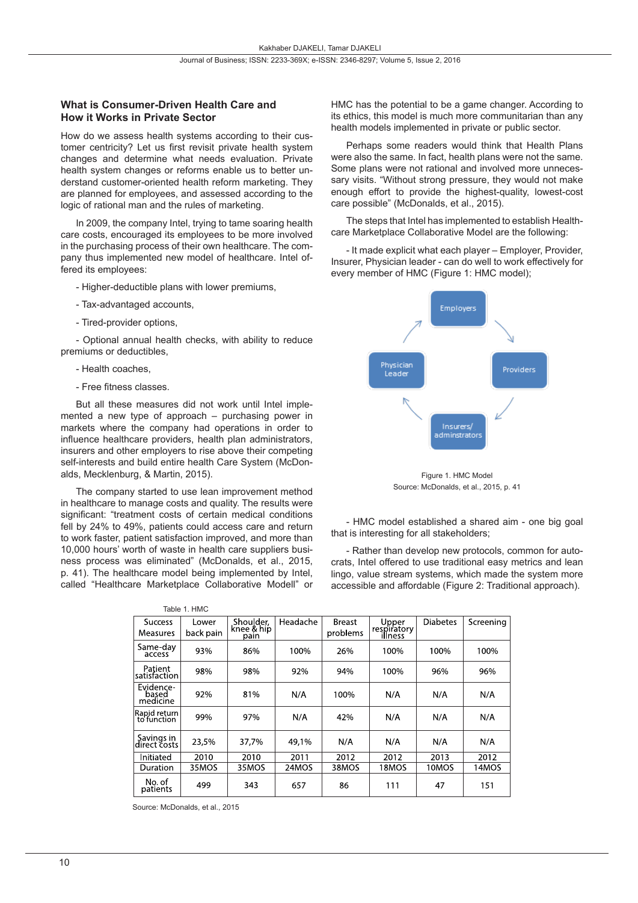## What is Consumer-Driven Health Care and How it Works in Private Sector

How do we assess health systems according to their customer centricity? Let us first revisit private health system changes and determine what needs evaluation. Private health system changes or reforms enable us to better understand customer-oriented health reform marketing. They are planned for employees, and assessed according to the logic of rational man and the rules of marketing.

In 2009, the company Intel, trying to tame soaring health care costs, encouraged its employees to be more involved in the purchasing process of their own healthcare. The company thus implemented new model of healthcare. Intel offered its employees:

- Higher-deductible plans with lower premiums,
- Tax-advantaged accounts,
- Tired-provider options,
- Optional annual health checks, with ability to reduce premiums or deductibles,
- Health coaches,
- Free fitness classes.

But all these measures did not work until Intel implemented a new type of approach – purchasing power in markets where the company had operations in order to influence healthcare providers, health plan administrators, insurers and other employers to rise above their competing self-interests and build entire health Care System (McDonalds, Mecklenburg, & Martin, 2015).

The company started to use lean improvement method in healthcare to manage costs and quality. The results were significant: "treatment costs of certain medical conditions fell by 24% to 49%, patients could access care and return to work faster, patient satisfaction improved, and more than 10,000 hours' worth of waste in health care suppliers business process was eliminated" (McDonalds, et al., 2015, p. 41). The healthcare model being implemented by Intel, called "Healthcare Marketplace Collaborative Modell" or HMC has the potential to be a game changer. According to its ethics, this model is much more communitarian than any health models implemented in private or public sector.

Perhaps some readers would think that Health Plans were also the same. In fact, health plans were not the same. Some plans were not rational and involved more unnecessary visits. "Without strong pressure, they would not make enough effort to provide the highest-quality, lowest-cost care possible" (McDonalds, et al., 2015).

The steps that Intel has implemented to establish Healthcare Marketplace Collaborative Model are the following:

- It made explicit what each player – Employer, Provider, Insurer, Physician leader - can do well to work effectively for every member of HMC (Figure 1: HMC model);

Employers → Providers → Insurers/ adminstrators → Physician Leader → Employers

Figure 1. HMC Model
Source: McDonalds, et al., 2015, p. 41

- HMC model established a shared aim - one big goal that is interesting for all stakeholders;

- Rather than develop new protocols, common for autocrats, Intel offered to use traditional easy metrics and lean lingo, value stream systems, which made the system more accessible and affordable (Figure 2: Traditional approach).

Table 1. HMC

| Success Measures | Lower back pain | Shoulder, knee & hip pain | Headache | Breast problems | Upper respiratory illness | Diabetes | Screening |
|---|---|---|---|---|---|---|---|
| Same-day access | 93% | 86% | 100% | 26% | 100% | 100% | 100% |
| Patient satisfaction | 98% | 98% | 92% | 94% | 100% | 96% | 96% |
| Evidence-based medicine | 92% | 81% | N/A | 100% | N/A | N/A | N/A |
| Rapid return to function | 99% | 97% | N/A | 42% | N/A | N/A | N/A |
| Savings in direct costs | 23,5% | 37,7% | 49,1% | N/A | N/A | N/A | N/A |
| Initiated | 2010 | 2010 | 2011 | 2012 | 2012 | 2013 | 2012 |
| Duration | 35MOS | 35MOS | 24MOS | 38MOS | 18MOS | 10MOS | 14MOS |
| No. of patients | 499 | 343 | 657 | 86 | 111 | 47 | 151 |

Source: McDonalds, et al., 2015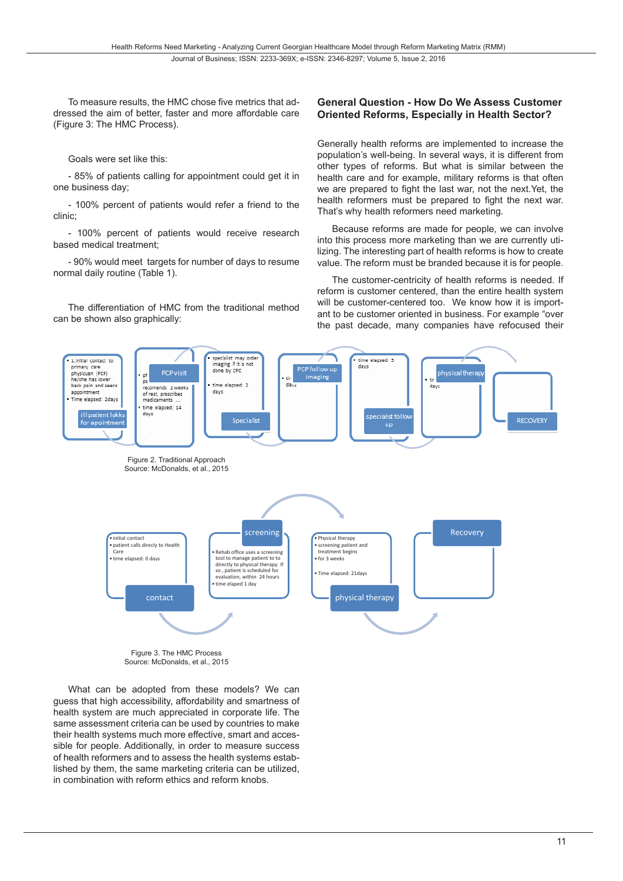To measure results, the HMC chose five metrics that addressed the aim of better, faster and more affordable care (Figure 3: The HMC Process).

Goals were set like this:

- 85% of patients calling for appointment could get it in one business day;

- 100% percent of patients would refer a friend to the clinic;

- 100% percent of patients would receive research based medical treatment;

- 90% would meet targets for number of days to resume normal daily routine (Table 1).

The differentiation of HMC from the traditional method can be shown also graphically:

Figure 2. Traditional Approach
Source: McDonalds, et al., 2015

Figure 3. The HMC Process
Source: McDonalds, et al., 2015

What can be adopted from these models? We can guess that high accessibility, affordability and smartness of health system are much appreciated in corporate life. The same assessment criteria can be used by countries to make their health systems much more effective, smart and accessible for people. Additionally, in order to measure success of health reformers and to assess the health systems established by them, the same marketing criteria can be utilized, in combination with reform ethics and reform knobs.

## General Question - How Do We Assess Customer Oriented Reforms, Especially in Health Sector?

Generally health reforms are implemented to increase the population's well-being. In several ways, it is different from other types of reforms. But what is similar between the health care and for example, military reforms is that often we are prepared to fight the last war, not the next. Yet, the health reformers must be prepared to fight the next war. That's why health reformers need marketing.

Because reforms are made for people, we can involve into this process more marketing than we are currently utilizing. The interesting part of health reforms is how to create value. The reform must be branded because it is for people.

The customer-centricity of health reforms is needed. If reform is customer centered, than the entire health system will be customer-centered too. We know how it is important to be customer oriented in business. For example "over the past decade, many companies have refocused their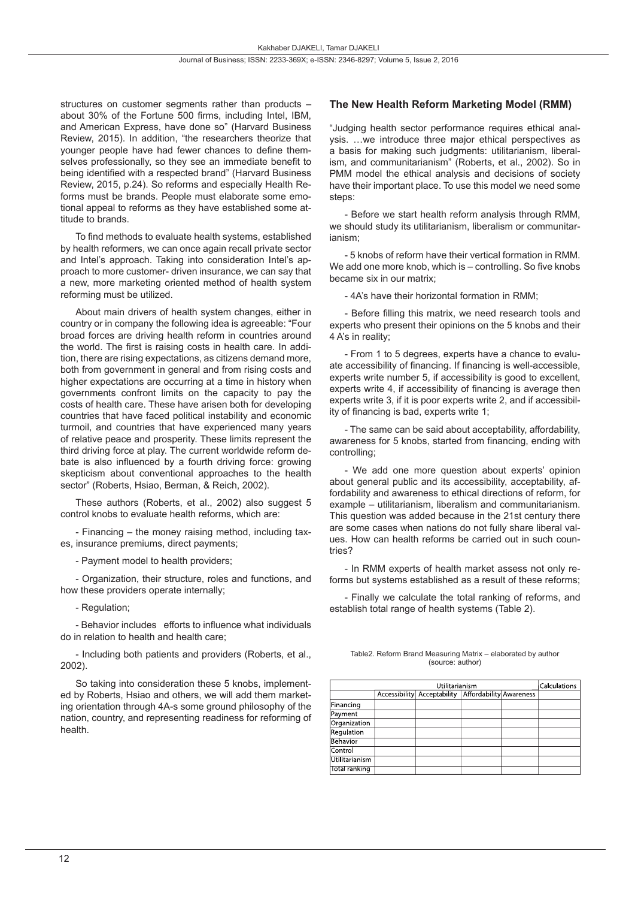structures on customer segments rather than products – about 30% of the Fortune 500 firms, including Intel, IBM, and American Express, have done so" (Harvard Business Review, 2015). In addition, "the researchers theorize that younger people have had fewer chances to define themselves professionally, so they see an immediate benefit to being identified with a respected brand" (Harvard Business Review, 2015, p.24). So reforms and especially Health Reforms must be brands. People must elaborate some emotional appeal to reforms as they have established some attitude to brands.

To find methods to evaluate health systems, established by health reformers, we can once again recall private sector and Intel's approach. Taking into consideration Intel's approach to more customer- driven insurance, we can say that a new, more marketing oriented method of health system reforming must be utilized.

About main drivers of health system changes, either in country or in company the following idea is agreeable: "Four broad forces are driving health reform in countries around the world. The first is raising costs in health care. In addition, there are rising expectations, as citizens demand more, both from government in general and from rising costs and higher expectations are occurring at a time in history when governments confront limits on the capacity to pay the costs of health care. These have arisen both for developing countries that have faced political instability and economic turmoil, and countries that have experienced many years of relative peace and prosperity. These limits represent the third driving force at play. The current worldwide reform debate is also influenced by a fourth driving force: growing skepticism about conventional approaches to the health sector" (Roberts, Hsiao, Berman, & Reich, 2002).

These authors (Roberts, et al., 2002) also suggest 5 control knobs to evaluate health reforms, which are:

- Financing – the money raising method, including taxes, insurance premiums, direct payments;

- Payment model to health providers;

- Organization, their structure, roles and functions, and how these providers operate internally;

- Regulation;

- Behavior includes efforts to influence what individuals do in relation to health and health care;

- Including both patients and providers (Roberts, et al., 2002).

So taking into consideration these 5 knobs, implemented by Roberts, Hsiao and others, we will add them marketing orientation through 4A-s some ground philosophy of the nation, country, and representing readiness for reforming of health.

## The New Health Reform Marketing Model (RMM)

"Judging health sector performance requires ethical analysis. …we introduce three major ethical perspectives as a basis for making such judgments: utilitarianism, liberalism, and communitarianism" (Roberts, et al., 2002). So in PMM model the ethical analysis and decisions of society have their important place. To use this model we need some steps:

- Before we start health reform analysis through RMM, we should study its utilitarianism, liberalism or communitarianism;

- 5 knobs of reform have their vertical formation in RMM. We add one more knob, which is – controlling. So five knobs became six in our matrix;

- 4A's have their horizontal formation in RMM;

- Before filling this matrix, we need research tools and experts who present their opinions on the 5 knobs and their 4 A's in reality;

- From 1 to 5 degrees, experts have a chance to evaluate accessibility of financing. If financing is well-accessible, experts write number 5, if accessibility is good to excellent, experts write 4, if accessibility of financing is average then experts write 3, if it is poor experts write 2, and if accessibility of financing is bad, experts write 1;

- The same can be said about acceptability, affordability, awareness for 5 knobs, started from financing, ending with controlling;

- We add one more question about experts' opinion about general public and its accessibility, acceptability, affordability and awareness to ethical directions of reform, for example – utilitarianism, liberalism and communitarianism. This question was added because in the 21st century there are some cases when nations do not fully share liberal values. How can health reforms be carried out in such countries?

- In RMM experts of health market assess not only reforms but systems established as a result of these reforms;

- Finally we calculate the total ranking of reforms, and establish total range of health systems (Table 2).

Table2. Reform Brand Measuring Matrix – elaborated by author (source: author)

| | Utilitarianism | | | | Calculations |
|---|---|---|---|---|---|
| | Accessibility | Acceptability | Affordability | Awareness | |
| Financing | | | | | |
| Payment | | | | | |
| Organization | | | | | |
| Regulation | | | | | |
| Behavior | | | | | |
| Control | | | | | |
| Utilitarianism | | | | | |
| Total ranking | | | | | |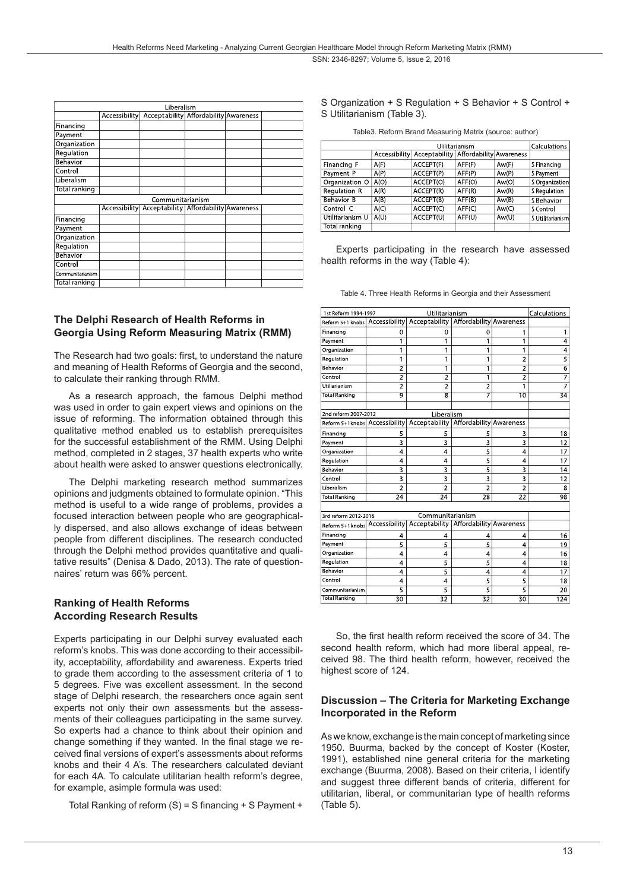| Liberalism | | | | | |
|---|---|---|---|---|---|
| | Accessibility | Acceptability | Affordability | Awareness | |
| Financing | | | | | |
| Payment | | | | | |
| Organization | | | | | |
| Regulation | | | | | |
| Behavior | | | | | |
| Control | | | | | |
| Liberalism | | | | | |
| Total ranking | | | | | |

| Communitarianism | | | | | |
|---|---|---|---|---|---|
| | Accessibility | Acceptability | Affordability | Awareness | |
| Financing | | | | | |
| Payment | | | | | |
| Organization | | | | | |
| Regulation | | | | | |
| Behavior | | | | | |
| Control | | | | | |
| Communitarianism | | | | | |
| Total ranking | | | | | |

## The Delphi Research of Health Reforms in Georgia Using Reform Measuring Matrix (RMM)

The Research had two goals: first, to understand the nature and meaning of Health Reforms of Georgia and the second, to calculate their ranking through RMM.

As a research approach, the famous Delphi method was used in order to gain expert views and opinions on the issue of reforming. The information obtained through this qualitative method enabled us to establish prerequisites for the successful establishment of the RMM. Using Delphi method, completed in 2 stages, 37 health experts who write about health were asked to answer questions electronically.

The Delphi marketing research method summarizes opinions and judgments obtained to formulate opinion. "This method is useful to a wide range of problems, provides a focused interaction between people who are geographically dispersed, and also allows exchange of ideas between people from different disciplines. The research conducted through the Delphi method provides quantitative and qualitative results" (Denisa & Dado, 2013). The rate of questionnaires' return was 66% percent.

## Ranking of Health Reforms According Research Results

Experts participating in our Delphi survey evaluated each reform's knobs. This was done according to their accessibility, acceptability, affordability and awareness. Experts tried to grade them according to the assessment criteria of 1 to 5 degrees. Five was excellent assessment. In the second stage of Delphi research, the researchers once again sent experts not only their own assessments but the assessments of their colleagues participating in the same survey. So experts had a chance to think about their opinion and change something if they wanted. In the final stage we received final versions of expert's assessments about reforms knobs and their 4 A's. The researchers calculated deviant for each 4A. To calculate utilitarian health reform's degree, for example, asimple formula was used:

Total Ranking of reform (S) = S financing + S Payment + S Organization + S Regulation + S Behavior + S Control + S Utilitarianism (Table 3).

Table3. Reform Brand Measuring Matrix (source: author)

| | Utilitarianism | | | | Calculations |
|---|---|---|---|---|---|
| | Accessibility | Acceptability | Affordability | Awareness | |
| Financing F | A(F) | ACCEPT(F) | AFF(F) | Aw(F) | S Financing |
| Payment P | A(P) | ACCEPT(P) | AFF(P) | Aw(P) | S Payment |
| Organization O | A(O) | ACCEPT(O) | AFF(O) | Aw(O) | S Organization |
| Regulation R | A(R) | ACCEPT(R) | AFF(R) | Aw(R) | S Regulation |
| Behavior B | A(B) | ACCEPT(B) | AFF(B) | Aw(B) | S Behavior |
| Control C | A(C) | ACCEPT(C) | AFF(C) | Aw(C) | S Control |
| Utilitarianism U | A(U) | ACCEPT(U) | AFF(U) | Aw(U) | S Utilitarianism |
| Total ranking | | | | | |

Experts participating in the research have assessed health reforms in the way (Table 4):

Table 4. Three Health Reforms in Georgia and their Assessment

| 1st Reform 1994-1997 | Utilitarianism | | | | Calculations |
|---|---|---|---|---|---|
| Reform 5+1 knobs | Accessibility | Acceptability | Affordability | Awareness | |
| Financing | 0 | 0 | 0 | 1 | 1 |
| Payment | 1 | 1 | 1 | 1 | 4 |
| Organization | 1 | 1 | 1 | 1 | 4 |
| Regulation | 1 | 1 | 1 | 2 | 5 |
| Behavior | 2 | 1 | 1 | 2 | 6 |
| Control | 2 | 2 | 1 | 2 | 7 |
| Utiliarianism | 2 | 2 | 2 | 1 | 7 |
| Total Ranking | 9 | 8 | 7 | 10 | 34 |
| | | | | | |
| 2nd reform 2007-2012 | Liberalism | | | | |
| Reform 5+1knobs | Accessibility | Acceptability | Affordability | Awareness | |
| Financing | 5 | 5 | 5 | 3 | 18 |
| Payment | 3 | 3 | 3 | 3 | 12 |
| Organization | 4 | 4 | 5 | 4 | 17 |
| Regulation | 4 | 4 | 5 | 4 | 17 |
| Behavior | 3 | 3 | 5 | 3 | 14 |
| Control | 3 | 3 | 3 | 3 | 12 |
| Liberalism | 2 | 2 | 2 | 2 | 8 |
| Total Ranking | 24 | 24 | 28 | 22 | 98 |
| | | | | | |
| 3rd reform 2012-2016 | Communitarianism | | | | |
| Reform 5+1knobs | Accessibility | Acceptability | Affordability | Awareness | |
| Financing | 4 | 4 | 4 | 4 | 16 |
| Payment | 5 | 5 | 5 | 4 | 19 |
| Organization | 4 | 4 | 4 | 4 | 16 |
| Regulation | 4 | 5 | 5 | 4 | 18 |
| Behavior | 4 | 5 | 4 | 4 | 17 |
| Control | 4 | 4 | 5 | 5 | 18 |
| Communitarianism | 5 | 5 | 5 | 5 | 20 |
| Total Ranking | 30 | 32 | 32 | 30 | 124 |

So, the first health reform received the score of 34. The second health reform, which had more liberal appeal, received 98. The third health reform, however, received the highest score of 124.

## Discussion – The Criteria for Marketing Exchange Incorporated in the Reform

As we know, exchange is the main concept of marketing since 1950. Buurma, backed by the concept of Koster (Koster, 1991), established nine general criteria for the marketing exchange (Buurma, 2008). Based on their criteria, I identify and suggest three different bands of criteria, different for utilitarian, liberal, or communitarian type of health reforms (Table 5).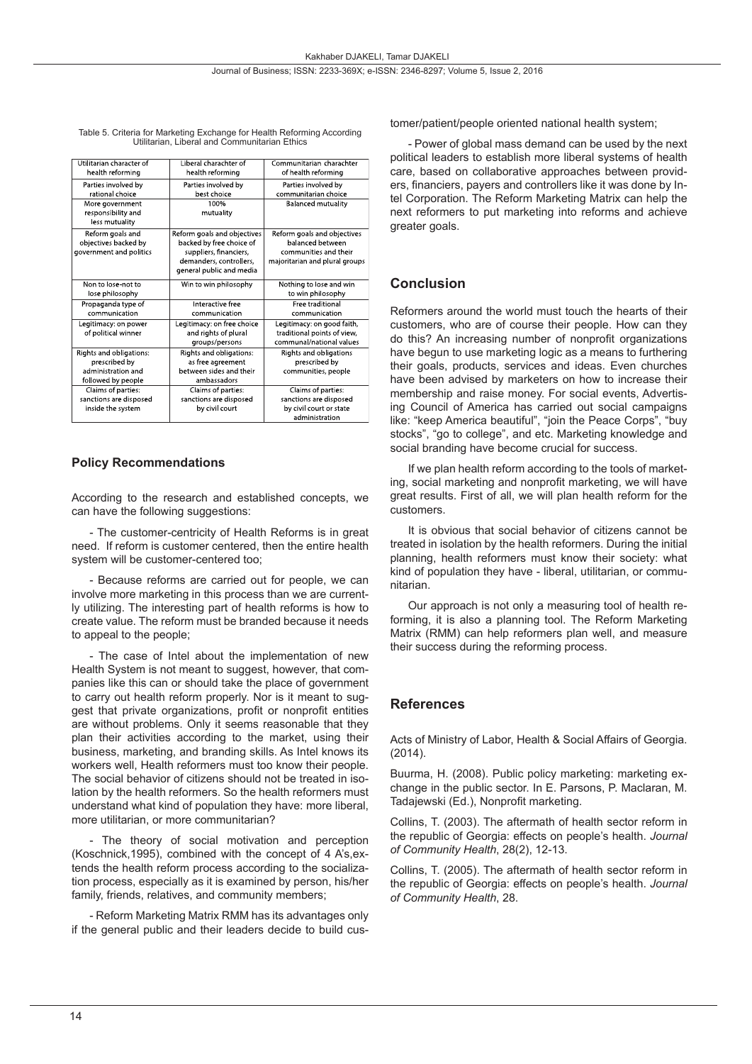Table 5. Criteria for Marketing Exchange for Health Reforming According Utilitarian, Liberal and Communitarian Ethics

| Utilitarian character of health reforming | Liberal charachter of health reforming | Communitarian charachter of health reforming |
|---|---|---|
| Parties involved by rational choice | Parties involved by best choice | Parties involved by communitarian choice |
| More government responsibility and less mutuality | 100% mutuality | Balanced mutuality |
| Reform goals and objectives backed by government and politics | Reform goals and objectives backed by free choice of suppliers, financiers, demanders, controllers, general public and media | Reform goals and objectives balanced between communities and their majoritarian and plural groups |
| Non to lose-not to lose philosophy | Win to win philosophy | Nothing to lose and win to win philosophy |
| Propaganda type of communication | Interactive free communication | Free traditional communication |
| Legitimacy: on power of political winner | Legitimacy: on free choice and rights of plural groups/persons | Legitimacy: on good faith, traditional points of view, communal/national values |
| Rights and obligations: prescribed by administration and followed by people | Rights and obligations: as free agreement between sides and their ambassadors | Rights and obligations prescribed by communities, people |
| Claims of parties: sanctions are disposed inside the system | Claims of parties: sanctions are disposed by civil court | Claims of parties: sanctions are disposed by civil court or state administration |

## Policy Recommendations

According to the research and established concepts, we can have the following suggestions:

- The customer-centricity of Health Reforms is in great need. If reform is customer centered, then the entire health system will be customer-centered too;

- Because reforms are carried out for people, we can involve more marketing in this process than we are currently utilizing. The interesting part of health reforms is how to create value. The reform must be branded because it needs to appeal to the people;

- The case of Intel about the implementation of new Health System is not meant to suggest, however, that companies like this can or should take the place of government to carry out health reform properly. Nor is it meant to suggest that private organizations, profit or nonprofit entities are without problems. Only it seems reasonable that they plan their activities according to the market, using their business, marketing, and branding skills. As Intel knows its workers well, Health reformers must too know their people. The social behavior of citizens should not be treated in isolation by the health reformers. So the health reformers must understand what kind of population they have: more liberal, more utilitarian, or more communitarian?

- The theory of social motivation and perception (Koschnick,1995), combined with the concept of 4 A's,extends the health reform process according to the socialization process, especially as it is examined by person, his/her family, friends, relatives, and community members;

- Reform Marketing Matrix RMM has its advantages only if the general public and their leaders decide to build customer/patient/people oriented national health system;

- Power of global mass demand can be used by the next political leaders to establish more liberal systems of health care, based on collaborative approaches between providers, financiers, payers and controllers like it was done by Intel Corporation. The Reform Marketing Matrix can help the next reformers to put marketing into reforms and achieve greater goals.

## Conclusion

Reformers around the world must touch the hearts of their customers, who are of course their people. How can they do this? An increasing number of nonprofit organizations have begun to use marketing logic as a means to furthering their goals, products, services and ideas. Even churches have been advised by marketers on how to increase their membership and raise money. For social events, Advertising Council of America has carried out social campaigns like: "keep America beautiful", "join the Peace Corps", "buy stocks", "go to college", and etc. Marketing knowledge and social branding have become crucial for success.

If we plan health reform according to the tools of marketing, social marketing and nonprofit marketing, we will have great results. First of all, we will plan health reform for the customers.

It is obvious that social behavior of citizens cannot be treated in isolation by the health reformers. During the initial planning, health reformers must know their society: what kind of population they have - liberal, utilitarian, or communitarian.

Our approach is not only a measuring tool of health reforming, it is also a planning tool. The Reform Marketing Matrix (RMM) can help reformers plan well, and measure their success during the reforming process.

## References

Acts of Ministry of Labor, Health & Social Affairs of Georgia. (2014).

Buurma, H. (2008). Public policy marketing: marketing exchange in the public sector. In E. Parsons, P. Maclaran, M. Tadajewski (Ed.), Nonprofit marketing.

Collins, T. (2003). The aftermath of health sector reform in the republic of Georgia: effects on people's health. *Journal of Community Health*, 28(2), 12-13.

Collins, T. (2005). The aftermath of health sector reform in the republic of Georgia: effects on people's health. *Journal of Community Health*, 28.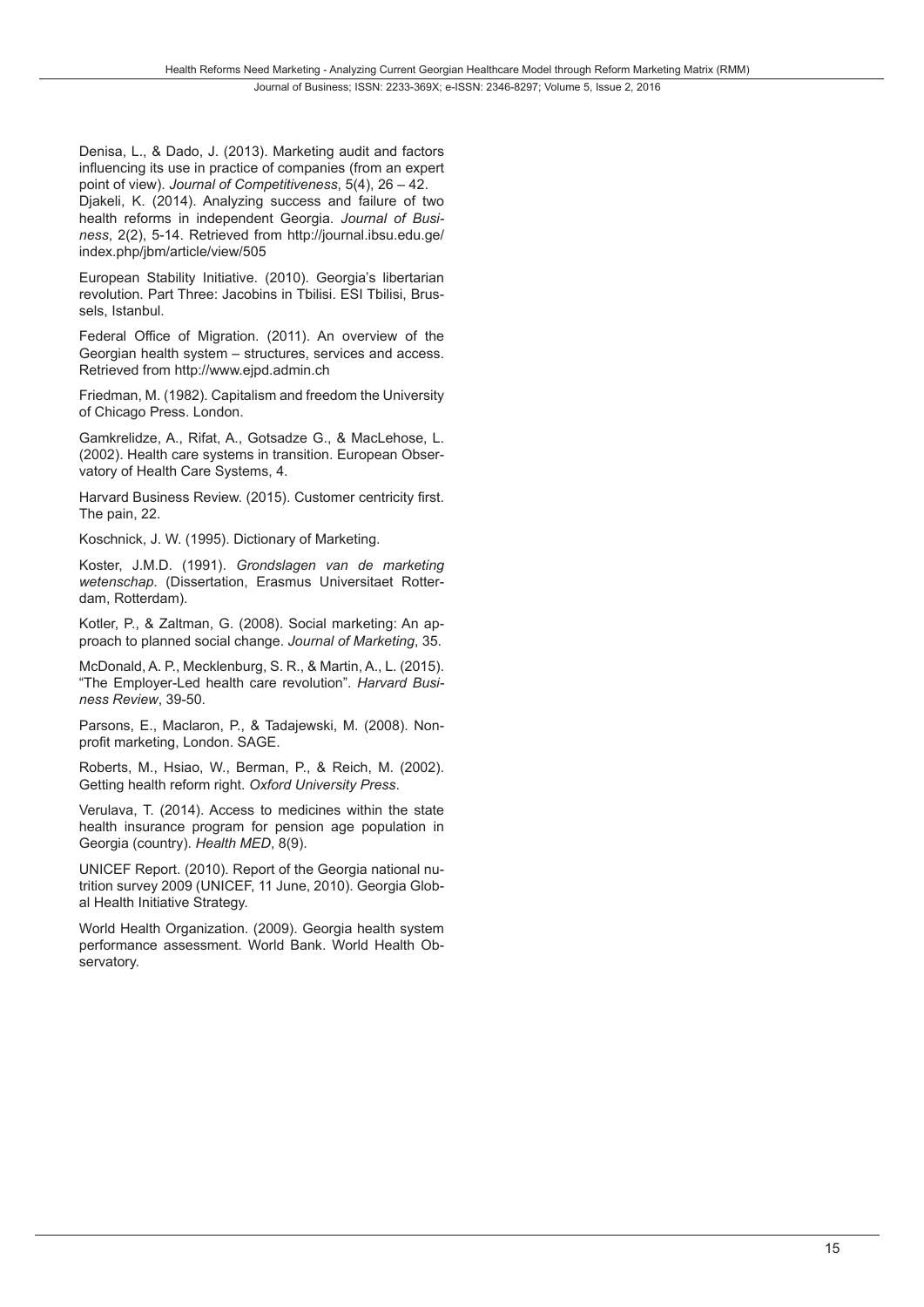Denisa, L., & Dado, J. (2013). Marketing audit and factors influencing its use in practice of companies (from an expert point of view). *Journal of Competitiveness*, 5(4), 26 – 42.

Djakeli, K. (2014). Analyzing success and failure of two health reforms in independent Georgia. *Journal of Business*, 2(2), 5-14. Retrieved from http://journal.ibsu.edu.ge/index.php/jbm/article/view/505

European Stability Initiative. (2010). Georgia's libertarian revolution. Part Three: Jacobins in Tbilisi. ESI Tbilisi, Brussels, Istanbul.

Federal Office of Migration. (2011). An overview of the Georgian health system – structures, services and access. Retrieved from http://www.ejpd.admin.ch

Friedman, M. (1982). Capitalism and freedom the University of Chicago Press. London.

Gamkrelidze, A., Rifat, A., Gotsadze G., & MacLehose, L. (2002). Health care systems in transition. European Observatory of Health Care Systems, 4.

Harvard Business Review. (2015). Customer centricity first. The pain, 22.

Koschnick, J. W. (1995). Dictionary of Marketing.

Koster, J.M.D. (1991). *Grondslagen van de marketing wetenschap*. (Dissertation, Erasmus Universitaet Rotterdam, Rotterdam).

Kotler, P., & Zaltman, G. (2008). Social marketing: An approach to planned social change. *Journal of Marketing*, 35.

McDonald, A. P., Mecklenburg, S. R., & Martin, A., L. (2015). "The Employer-Led health care revolution". *Harvard Business Review*, 39-50.

Parsons, E., Maclaron, P., & Tadajewski, M. (2008). Nonprofit marketing, London. SAGE.

Roberts, M., Hsiao, W., Berman, P., & Reich, M. (2002). Getting health reform right. *Oxford University Press*.

Verulava, T. (2014). Access to medicines within the state health insurance program for pension age population in Georgia (country). *Health MED*, 8(9).

UNICEF Report. (2010). Report of the Georgia national nutrition survey 2009 (UNICEF, 11 June, 2010). Georgia Global Health Initiative Strategy.

World Health Organization. (2009). Georgia health system performance assessment. World Bank. World Health Observatory.